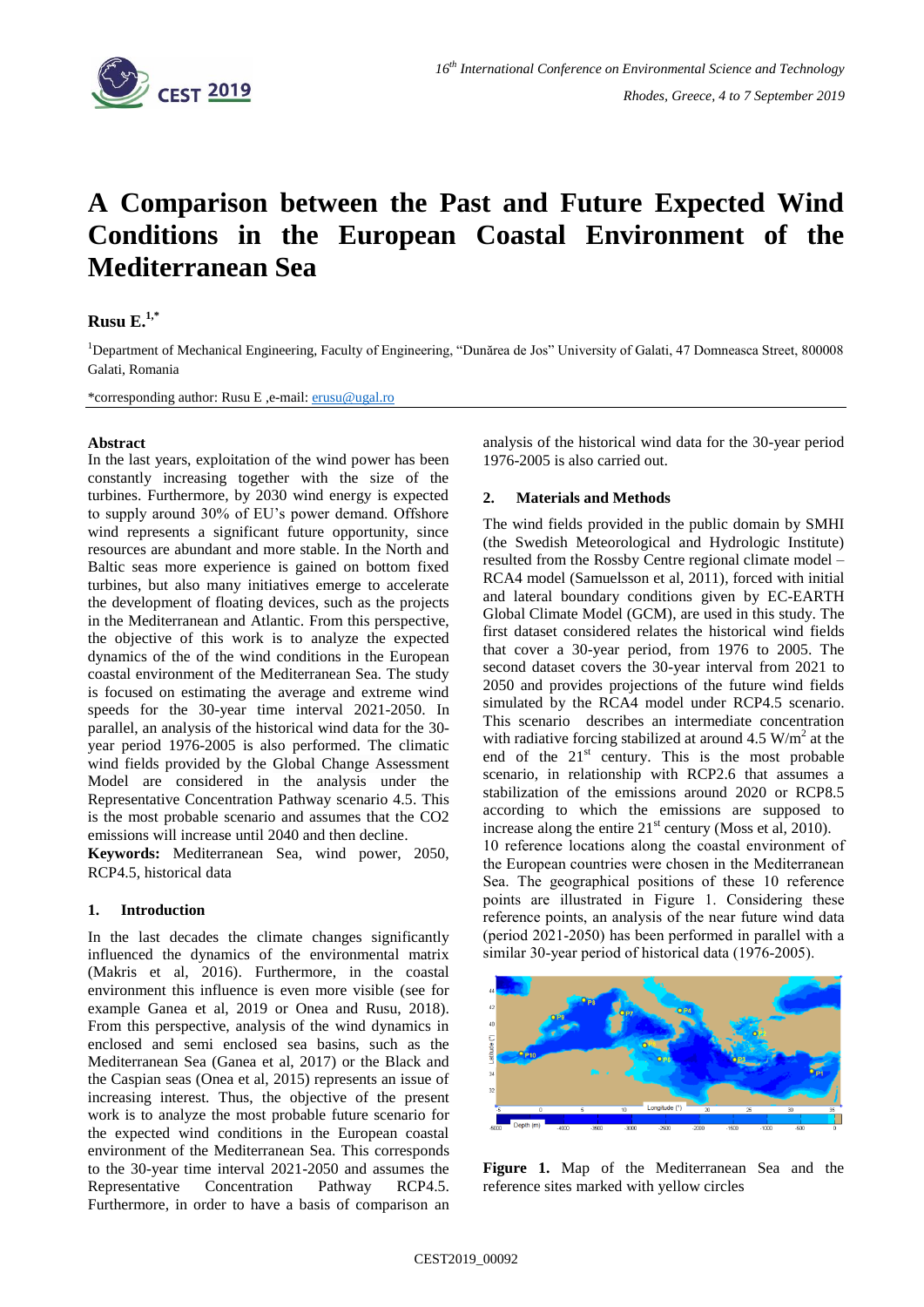# A Comparison between the Past and Future Expected Wind Conditions in the European Coastal Environment of the Mediterranean Sea

**Rusu E.**[1,*]

[1]Department of Mechanical Engineering, Faculty of Engineering, "Dunărea de Jos" University of Galati, 47 Domneasca Street, 800008 Galati, Romania

*corresponding author: Rusu E ,e-mail: erusu@ugal.ro

## Abstract

In the last years, exploitation of the wind power has been constantly increasing together with the size of the turbines. Furthermore, by 2030 wind energy is expected to supply around 30% of EU's power demand. Offshore wind represents a significant future opportunity, since resources are abundant and more stable. In the North and Baltic seas more experience is gained on bottom fixed turbines, but also many initiatives emerge to accelerate the development of floating devices, such as the projects in the Mediterranean and Atlantic. From this perspective, the objective of this work is to analyze the expected dynamics of the of the wind conditions in the European coastal environment of the Mediterranean Sea. The study is focused on estimating the average and extreme wind speeds for the 30-year time interval 2021-2050. In parallel, an analysis of the historical wind data for the 30-year period 1976-2005 is also performed. The climatic wind fields provided by the Global Change Assessment Model are considered in the analysis under the Representative Concentration Pathway scenario 4.5. This is the most probable scenario and assumes that the CO2 emissions will increase until 2040 and then decline.

**Keywords:** Mediterranean Sea, wind power, 2050, RCP4.5, historical data

## 1. Introduction

In the last decades the climate changes significantly influenced the dynamics of the environmental matrix (Makris et al, 2016). Furthermore, in the coastal environment this influence is even more visible (see for example Ganea et al, 2019 or Onea and Rusu, 2018). From this perspective, analysis of the wind dynamics in enclosed and semi enclosed sea basins, such as the Mediterranean Sea (Ganea et al, 2017) or the Black and the Caspian seas (Onea et al, 2015) represents an issue of increasing interest. Thus, the objective of the present work is to analyze the most probable future scenario for the expected wind conditions in the European coastal environment of the Mediterranean Sea. This corresponds to the 30-year time interval 2021-2050 and assumes the Representative Concentration Pathway RCP4.5. Furthermore, in order to have a basis of comparison an analysis of the historical wind data for the 30-year period 1976-2005 is also carried out.

## 2. Materials and Methods

The wind fields provided in the public domain by SMHI (the Swedish Meteorological and Hydrologic Institute) resulted from the Rossby Centre regional climate model – RCA4 model (Samuelsson et al, 2011), forced with initial and lateral boundary conditions given by EC-EARTH Global Climate Model (GCM), are used in this study. The first dataset considered relates the historical wind fields that cover a 30-year period, from 1976 to 2005. The second dataset covers the 30-year interval from 2021 to 2050 and provides projections of the future wind fields simulated by the RCA4 model under RCP4.5 scenario. This scenario describes an intermediate concentration with radiative forcing stabilized at around 4.5 W/m$^2$ at the end of the 21$^{st}$ century. This is the most probable scenario, in relationship with RCP2.6 that assumes a stabilization of the emissions around 2020 or RCP8.5 according to which the emissions are supposed to increase along the entire 21$^{st}$ century (Moss et al, 2010).

10 reference locations along the coastal environment of the European countries were chosen in the Mediterranean Sea. The geographical positions of these 10 reference points are illustrated in Figure 1. Considering these reference points, an analysis of the near future wind data (period 2021-2050) has been performed in parallel with a similar 30-year period of historical data (1976-2005).

**Figure 1.** Map of the Mediterranean Sea and the reference sites marked with yellow circles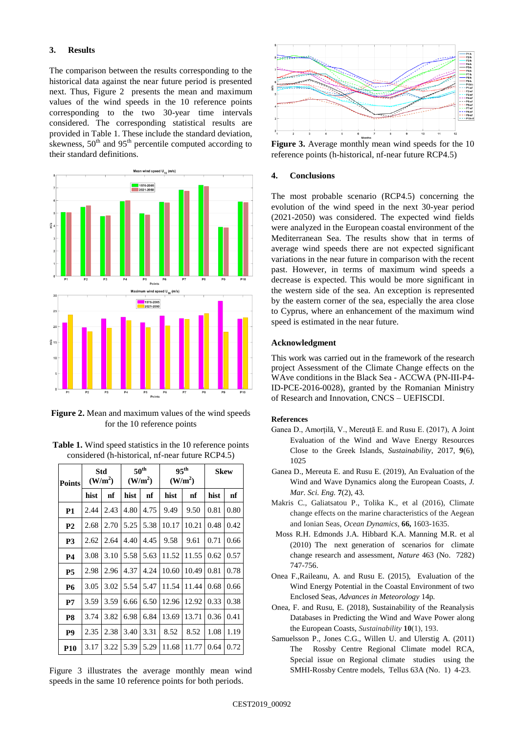## 3. Results

The comparison between the results corresponding to the historical data against the near future period is presented next. Thus, Figure 2 presents the mean and maximum values of the wind speeds in the 10 reference points corresponding to the two 30-year time intervals considered. The corresponding statistical results are provided in Table 1. These include the standard deviation, skewness, 50th and 95th percentile computed according to their standard definitions.

Mean wind speed $U_{10}$ (m/s)

1976-2005
2021-2050

m/s

P1 P2 P3 P4 P5 P6 P7 P8 P9 P10

Points

Maximum wind speed $U_{10}$ (m/s)

1976-2005
2021-2050

m/s

P1 P2 P3 P4 P5 P6 P7 P8 P9 P10

Points

**Figure 2.** Mean and maximum values of the wind speeds for the 10 reference points

**Table 1.** Wind speed statistics in the 10 reference points considered (h-historical, nf-near future RCP4.5)

| Points | Std ($W/m^2$) | | 50th ($W/m^2$) | | 95th ($W/m^2$) | | Skew | |
|---|---|---|---|---|---|---|---|---|
| | hist | nf | hist | nf | hist | nf | hist | nf |
| **P1** | 2.44 | 2.43 | 4.80 | 4.75 | 9.49 | 9.50 | 0.81 | 0.80 |
| **P2** | 2.68 | 2.70 | 5.25 | 5.38 | 10.17 | 10.21 | 0.48 | 0.42 |
| **P3** | 2.62 | 2.64 | 4.40 | 4.45 | 9.58 | 9.61 | 0.71 | 0.66 |
| **P4** | 3.08 | 3.10 | 5.58 | 5.63 | 11.52 | 11.55 | 0.62 | 0.57 |
| **P5** | 2.98 | 2.96 | 4.37 | 4.24 | 10.60 | 10.49 | 0.81 | 0.78 |
| **P6** | 3.05 | 3.02 | 5.54 | 5.47 | 11.54 | 11.44 | 0.68 | 0.66 |
| **P7** | 3.59 | 3.59 | 6.66 | 6.50 | 12.96 | 12.92 | 0.33 | 0.38 |
| **P8** | 3.74 | 3.82 | 6.98 | 6.84 | 13.69 | 13.71 | 0.36 | 0.41 |
| **P9** | 2.35 | 2.38 | 3.40 | 3.31 | 8.52 | 8.52 | 1.08 | 1.19 |
| **P10** | 3.17 | 3.22 | 5.39 | 5.29 | 11.68 | 11.77 | 0.64 | 0.72 |

Figure 3 illustrates the average monthly mean wind speeds in the same 10 reference points for both periods.

m/s

Months

P1-h
P2-h
P3-h
P4-h
P5-h
P6-h
P7-h
P8-h
P9-h
P10-h
P1-nf
P2-nf
P3-nf
P4-nf
P5-nf
P6-nf
P7-nf
P8-nf
P9-nf
P10-nf

**Figure 3.** Average monthly mean wind speeds for the 10 reference points (h-historical, nf-near future RCP4.5)

## 4. Conclusions

The most probable scenario (RCP4.5) concerning the evolution of the wind speed in the next 30-year period (2021-2050) was considered. The expected wind fields were analyzed in the European coastal environment of the Mediterranean Sea. The results show that in terms of average wind speeds there are not expected significant variations in the near future in comparison with the recent past. However, in terms of maximum wind speeds a decrease is expected. This would be more significant in the western side of the sea. An exception is represented by the eastern corner of the sea, especially the area close to Cyprus, where an enhancement of the maximum wind speed is estimated in the near future.

### Acknowledgment

This work was carried out in the framework of the research project Assessment of the Climate Change effects on the WAve conditions in the Black Sea - ACCWA (PN-III-P4-ID-PCE-2016-0028), granted by the Romanian Ministry of Research and Innovation, CNCS – UEFISCDI.

### References

Ganea D., Amorțilă, V., Mereuță E. and Rusu E. (2017), A Joint Evaluation of the Wind and Wave Energy Resources Close to the Greek Islands, *Sustainability*, 2017, **9**(6), 1025

Ganea D., Mereuta E. and Rusu E. (2019), An Evaluation of the Wind and Wave Dynamics along the European Coasts, *J. Mar. Sci. Eng.* **7**(2), 43.

Makris C., Galiatsatou P., Tolika K., et al (2016), Climate change effects on the marine characteristics of the Aegean and Ionian Seas, *Ocean Dynamics*, **66,** 1603-1635.

Moss R.H. Edmonds J.A. Hibbard K.A. Manning M.R. et al (2010) The next generation of scenarios for climate change research and assessment, *Nature* 463 (No. 7282) 747-756.

Onea F.,Raileanu, A. and Rusu E. (2015), Evaluation of the Wind Energy Potential in the Coastal Environment of two Enclosed Seas, *Advances in Meteorology* 14p.

Onea, F. and Rusu, E. (2018), Sustainability of the Reanalysis Databases in Predicting the Wind and Wave Power along the European Coasts, *Sustainability* **10**(1), 193.

Samuelsson P., Jones C.G., Willen U. and Ulerstig A. (2011) The Rossby Centre Regional Climate model RCA, Special issue on Regional climate studies using the SMHI-Rossby Centre models, Tellus 63A (No. 1) 4-23.